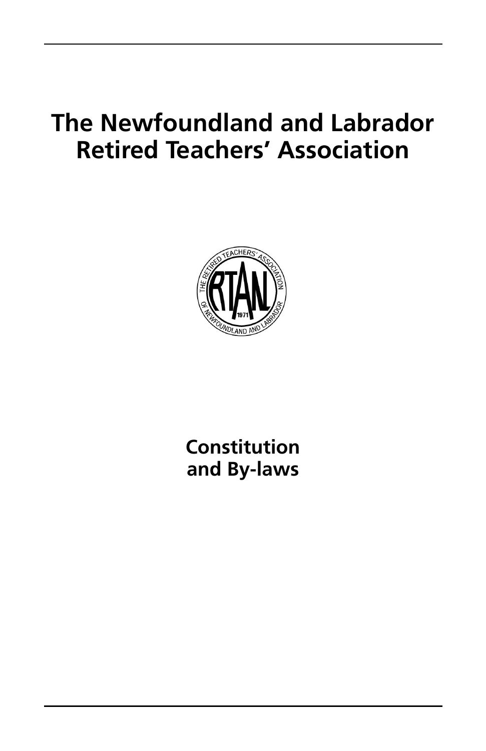# The Newfoundland and Labrador Retired Teachers' Association

## Constitution and By-laws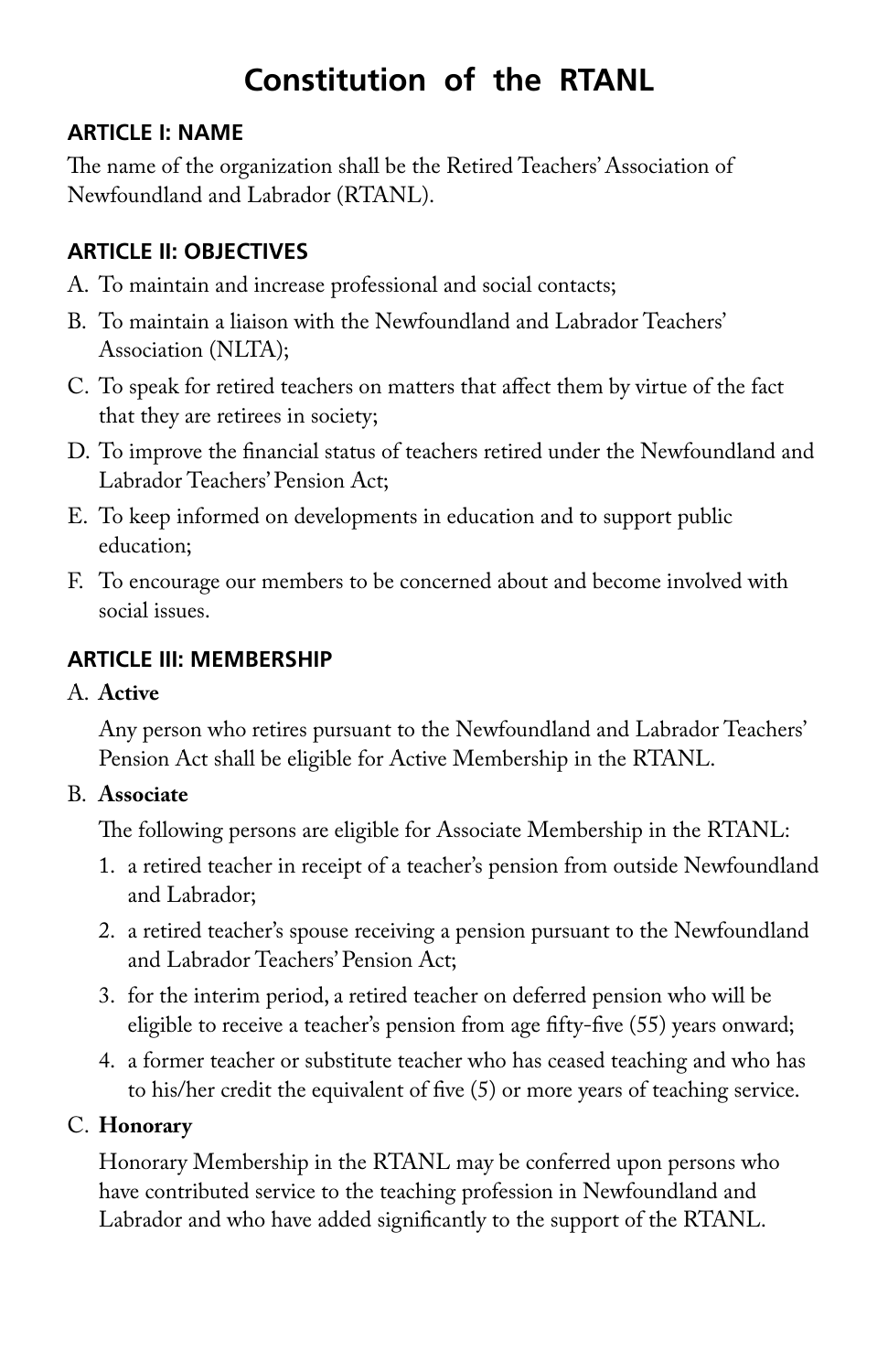# Constitution of the RTANL

## ARTICLE I: NAME

The name of the organization shall be the Retired Teachers' Association of Newfoundland and Labrador (RTANL).

## ARTICLE II: OBJECTIVES

A. To maintain and increase professional and social contacts;

B. To maintain a liaison with the Newfoundland and Labrador Teachers' Association (NLTA);

C. To speak for retired teachers on matters that affect them by virtue of the fact that they are retirees in society;

D. To improve the financial status of teachers retired under the Newfoundland and Labrador Teachers' Pension Act;

E. To keep informed on developments in education and to support public education;

F. To encourage our members to be concerned about and become involved with social issues.

## ARTICLE III: MEMBERSHIP

A. **Active**

Any person who retires pursuant to the Newfoundland and Labrador Teachers' Pension Act shall be eligible for Active Membership in the RTANL.

B. **Associate**

The following persons are eligible for Associate Membership in the RTANL:

1. a retired teacher in receipt of a teacher's pension from outside Newfoundland and Labrador;
2. a retired teacher's spouse receiving a pension pursuant to the Newfoundland and Labrador Teachers' Pension Act;
3. for the interim period, a retired teacher on deferred pension who will be eligible to receive a teacher's pension from age fifty-five (55) years onward;
4. a former teacher or substitute teacher who has ceased teaching and who has to his/her credit the equivalent of five (5) or more years of teaching service.

C. **Honorary**

Honorary Membership in the RTANL may be conferred upon persons who have contributed service to the teaching profession in Newfoundland and Labrador and who have added significantly to the support of the RTANL.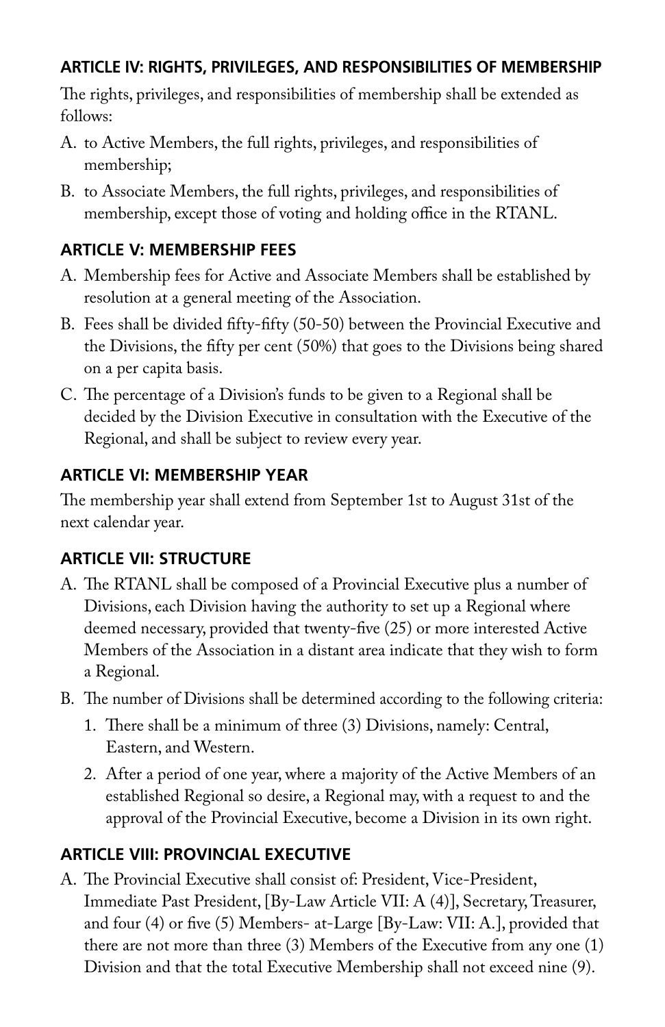### ARTICLE IV: RIGHTS, PRIVILEGES, AND RESPONSIBILITIES OF MEMBERSHIP

The rights, privileges, and responsibilities of membership shall be extended as follows:

A. to Active Members, the full rights, privileges, and responsibilities of membership;

B. to Associate Members, the full rights, privileges, and responsibilities of membership, except those of voting and holding office in the RTANL.

### ARTICLE V: MEMBERSHIP FEES

A. Membership fees for Active and Associate Members shall be established by resolution at a general meeting of the Association.

B. Fees shall be divided fifty-fifty (50-50) between the Provincial Executive and the Divisions, the fifty per cent (50%) that goes to the Divisions being shared on a per capita basis.

C. The percentage of a Division's funds to be given to a Regional shall be decided by the Division Executive in consultation with the Executive of the Regional, and shall be subject to review every year.

### ARTICLE VI: MEMBERSHIP YEAR

The membership year shall extend from September 1st to August 31st of the next calendar year.

### ARTICLE VII: STRUCTURE

A. The RTANL shall be composed of a Provincial Executive plus a number of Divisions, each Division having the authority to set up a Regional where deemed necessary, provided that twenty-five (25) or more interested Active Members of the Association in a distant area indicate that they wish to form a Regional.

B. The number of Divisions shall be determined according to the following criteria:

   1. There shall be a minimum of three (3) Divisions, namely: Central, Eastern, and Western.

   2. After a period of one year, where a majority of the Active Members of an established Regional so desire, a Regional may, with a request to and the approval of the Provincial Executive, become a Division in its own right.

### ARTICLE VIII: PROVINCIAL EXECUTIVE

A. The Provincial Executive shall consist of: President, Vice-President, Immediate Past President, [By-Law Article VII: A (4)], Secretary, Treasurer, and four (4) or five (5) Members- at-Large [By-Law: VII: A.], provided that there are not more than three (3) Members of the Executive from any one (1) Division and that the total Executive Membership shall not exceed nine (9).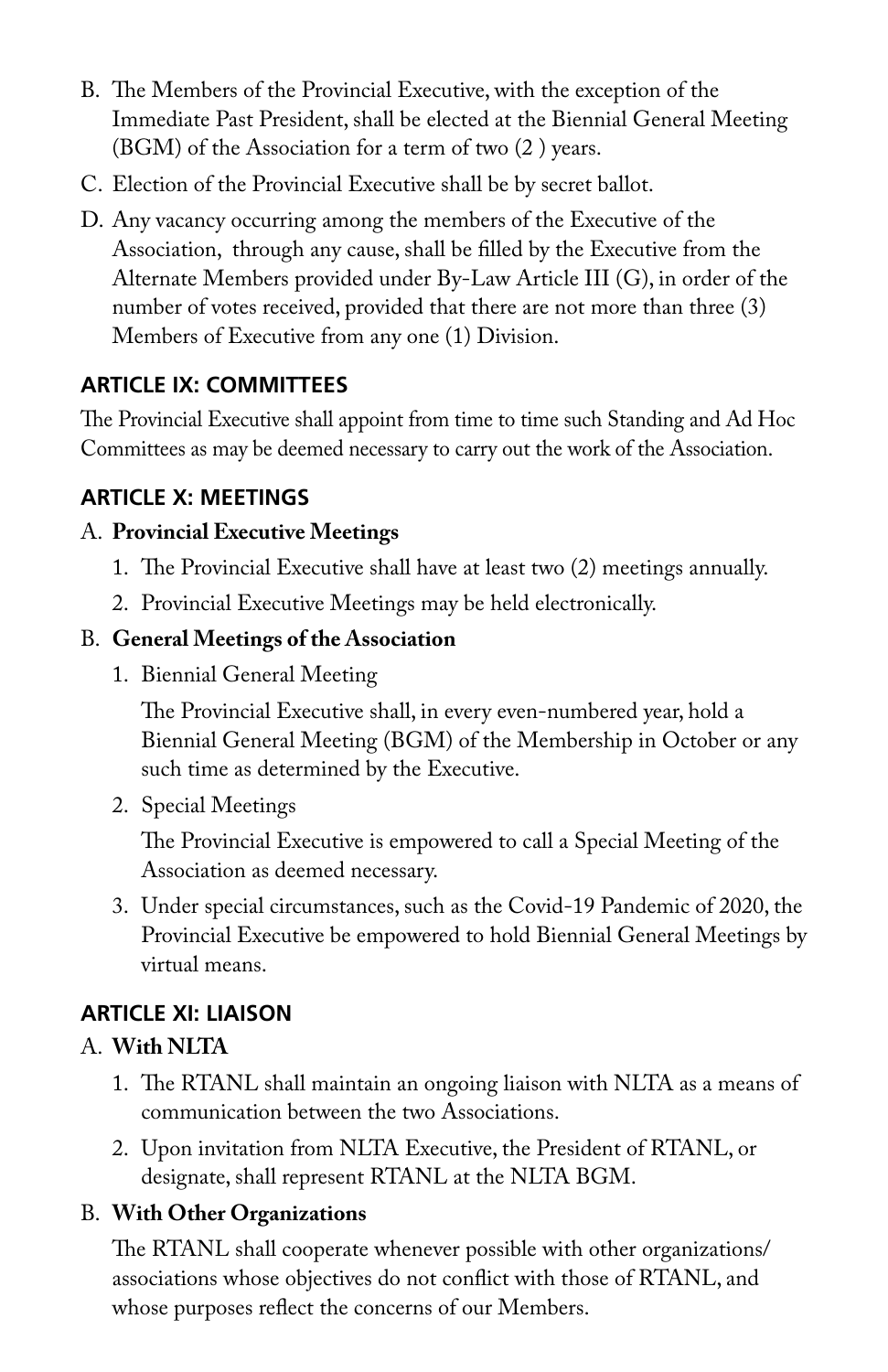B. The Members of the Provincial Executive, with the exception of the Immediate Past President, shall be elected at the Biennial General Meeting (BGM) of the Association for a term of two (2 ) years.

C. Election of the Provincial Executive shall be by secret ballot.

D. Any vacancy occurring among the members of the Executive of the Association, through any cause, shall be filled by the Executive from the Alternate Members provided under By-Law Article III (G), in order of the number of votes received, provided that there are not more than three (3) Members of Executive from any one (1) Division.

## ARTICLE IX: COMMITTEES

The Provincial Executive shall appoint from time to time such Standing and Ad Hoc Committees as may be deemed necessary to carry out the work of the Association.

## ARTICLE X: MEETINGS

A. **Provincial Executive Meetings**

1. The Provincial Executive shall have at least two (2) meetings annually.
2. Provincial Executive Meetings may be held electronically.

B. **General Meetings of the Association**

1. Biennial General Meeting

   The Provincial Executive shall, in every even-numbered year, hold a Biennial General Meeting (BGM) of the Membership in October or any such time as determined by the Executive.

2. Special Meetings

   The Provincial Executive is empowered to call a Special Meeting of the Association as deemed necessary.

3. Under special circumstances, such as the Covid-19 Pandemic of 2020, the Provincial Executive be empowered to hold Biennial General Meetings by virtual means.

## ARTICLE XI: LIAISON

A. **With NLTA**

1. The RTANL shall maintain an ongoing liaison with NLTA as a means of communication between the two Associations.
2. Upon invitation from NLTA Executive, the President of RTANL, or designate, shall represent RTANL at the NLTA BGM.

B. **With Other Organizations**

The RTANL shall cooperate whenever possible with other organizations/ associations whose objectives do not conflict with those of RTANL, and whose purposes reflect the concerns of our Members.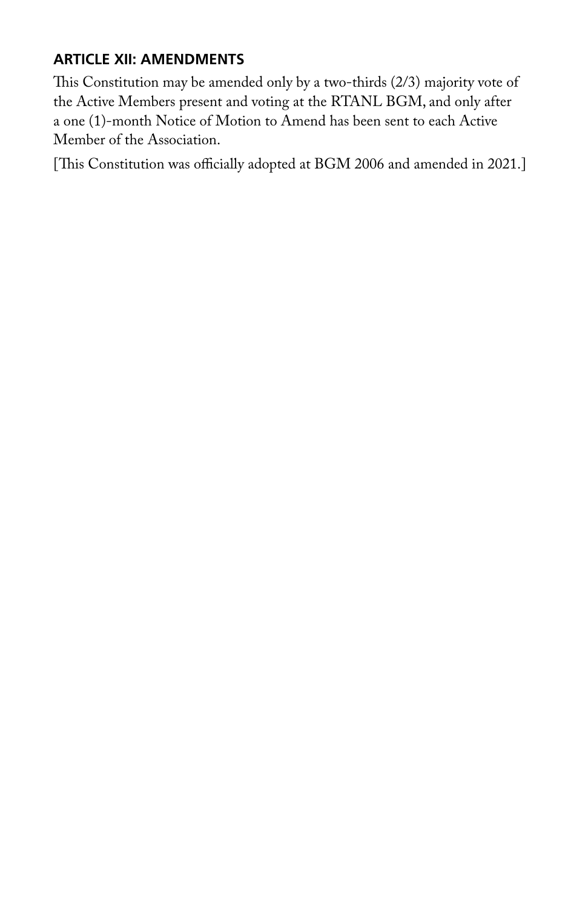## ARTICLE XII: AMENDMENTS

This Constitution may be amended only by a two-thirds (2/3) majority vote of the Active Members present and voting at the RTANL BGM, and only after a one (1)-month Notice of Motion to Amend has been sent to each Active Member of the Association.

[This Constitution was officially adopted at BGM 2006 and amended in 2021.]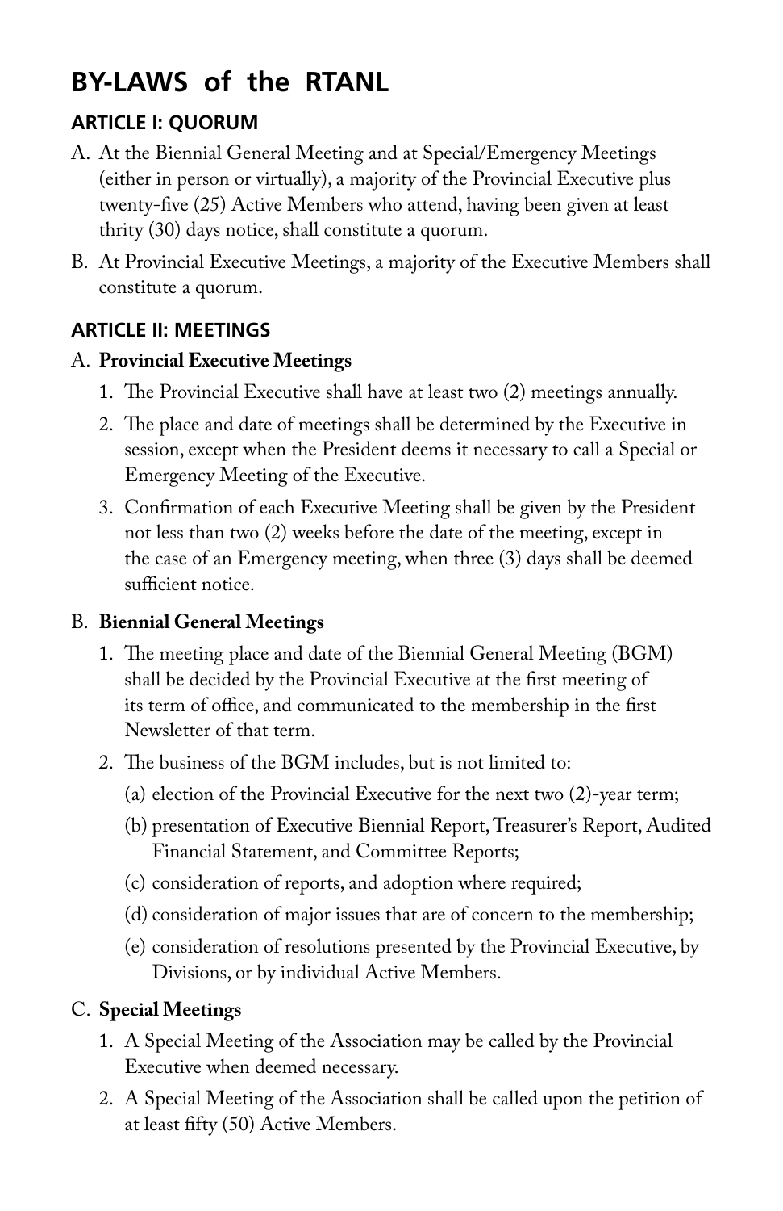# BY-LAWS of the RTANL

## ARTICLE I: QUORUM

A. At the Biennial General Meeting and at Special/Emergency Meetings (either in person or virtually), a majority of the Provincial Executive plus twenty-five (25) Active Members who attend, having been given at least thrity (30) days notice, shall constitute a quorum.

B. At Provincial Executive Meetings, a majority of the Executive Members shall constitute a quorum.

## ARTICLE II: MEETINGS

A. **Provincial Executive Meetings**

1. The Provincial Executive shall have at least two (2) meetings annually.
2. The place and date of meetings shall be determined by the Executive in session, except when the President deems it necessary to call a Special or Emergency Meeting of the Executive.
3. Confirmation of each Executive Meeting shall be given by the President not less than two (2) weeks before the date of the meeting, except in the case of an Emergency meeting, when three (3) days shall be deemed sufficient notice.

B. **Biennial General Meetings**

1. The meeting place and date of the Biennial General Meeting (BGM) shall be decided by the Provincial Executive at the first meeting of its term of office, and communicated to the membership in the first Newsletter of that term.
2. The business of the BGM includes, but is not limited to:
   (a) election of the Provincial Executive for the next two (2)-year term;
   (b) presentation of Executive Biennial Report, Treasurer's Report, Audited Financial Statement, and Committee Reports;
   (c) consideration of reports, and adoption where required;
   (d) consideration of major issues that are of concern to the membership;
   (e) consideration of resolutions presented by the Provincial Executive, by Divisions, or by individual Active Members.

C. **Special Meetings**

1. A Special Meeting of the Association may be called by the Provincial Executive when deemed necessary.
2. A Special Meeting of the Association shall be called upon the petition of at least fifty (50) Active Members.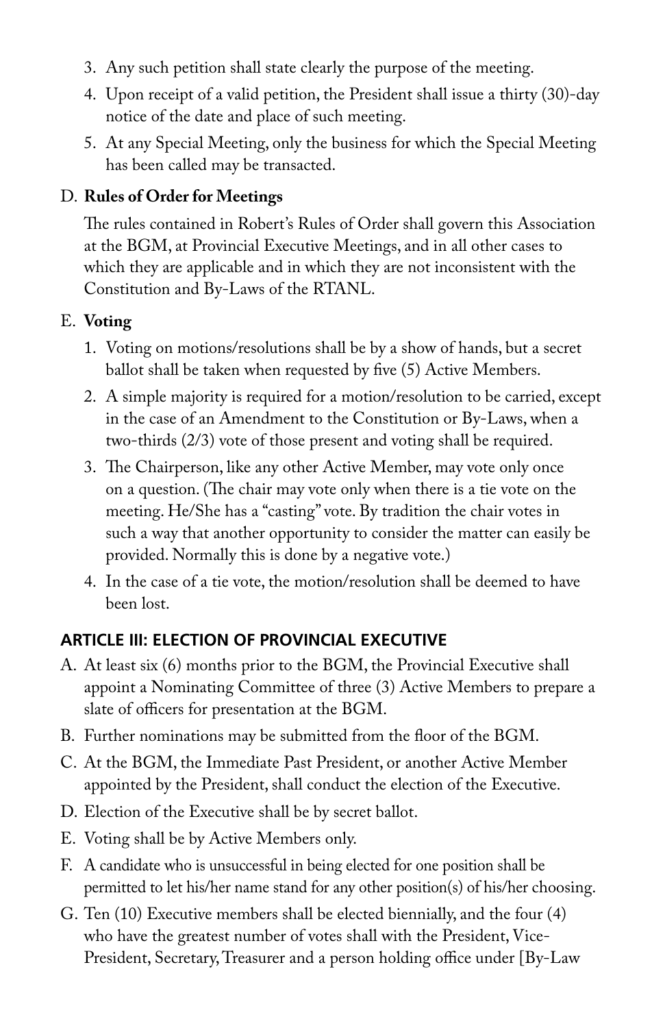3. Any such petition shall state clearly the purpose of the meeting.
4. Upon receipt of a valid petition, the President shall issue a thirty (30)-day notice of the date and place of such meeting.
5. At any Special Meeting, only the business for which the Special Meeting has been called may be transacted.

D. **Rules of Order for Meetings**

The rules contained in Robert's Rules of Order shall govern this Association at the BGM, at Provincial Executive Meetings, and in all other cases to which they are applicable and in which they are not inconsistent with the Constitution and By-Laws of the RTANL.

E. **Voting**

1. Voting on motions/resolutions shall be by a show of hands, but a secret ballot shall be taken when requested by five (5) Active Members.
2. A simple majority is required for a motion/resolution to be carried, except in the case of an Amendment to the Constitution or By-Laws, when a two-thirds (2/3) vote of those present and voting shall be required.
3. The Chairperson, like any other Active Member, may vote only once on a question. (The chair may vote only when there is a tie vote on the meeting. He/She has a "casting" vote. By tradition the chair votes in such a way that another opportunity to consider the matter can easily be provided. Normally this is done by a negative vote.)
4. In the case of a tie vote, the motion/resolution shall be deemed to have been lost.

## ARTICLE III: ELECTION OF PROVINCIAL EXECUTIVE

A. At least six (6) months prior to the BGM, the Provincial Executive shall appoint a Nominating Committee of three (3) Active Members to prepare a slate of officers for presentation at the BGM.

B. Further nominations may be submitted from the floor of the BGM.

C. At the BGM, the Immediate Past President, or another Active Member appointed by the President, shall conduct the election of the Executive.

D. Election of the Executive shall be by secret ballot.

E. Voting shall be by Active Members only.

F. A candidate who is unsuccessful in being elected for one position shall be permitted to let his/her name stand for any other position(s) of his/her choosing.

G. Ten (10) Executive members shall be elected biennially, and the four (4) who have the greatest number of votes shall with the President, Vice-President, Secretary, Treasurer and a person holding office under [By-Law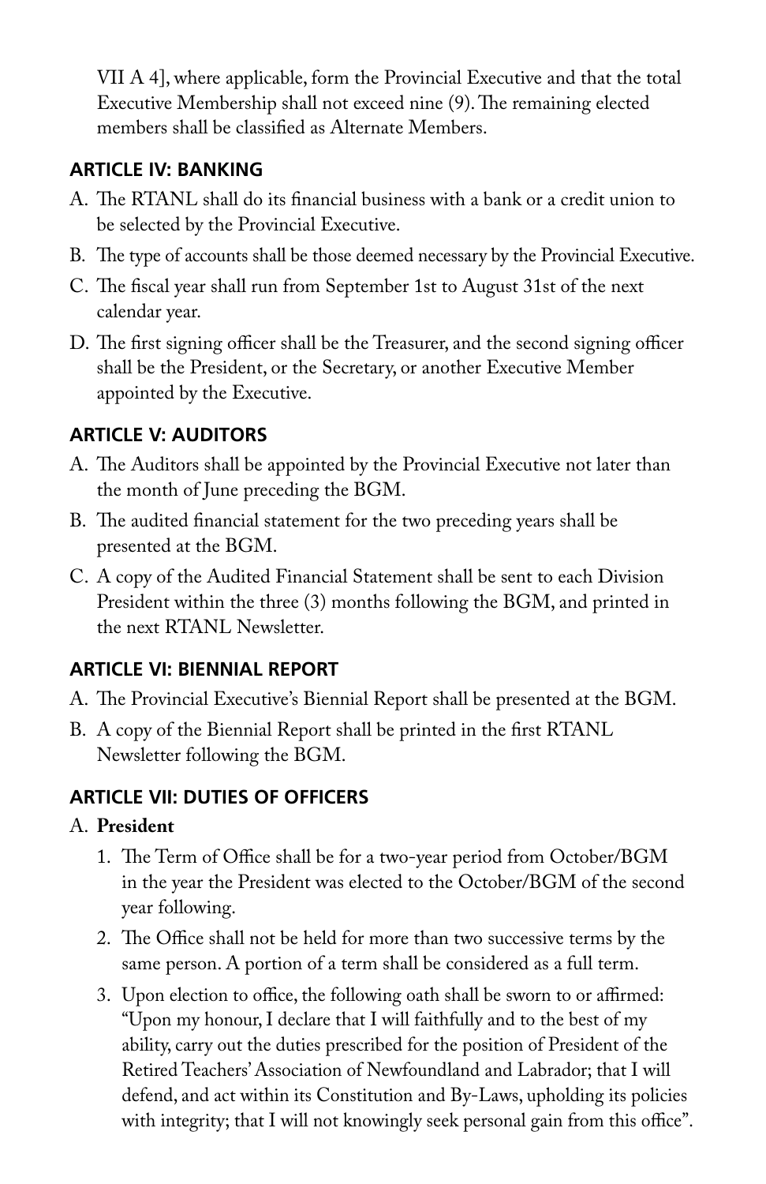VII A 4], where applicable, form the Provincial Executive and that the total Executive Membership shall not exceed nine (9). The remaining elected members shall be classified as Alternate Members.

## ARTICLE IV: BANKING

A. The RTANL shall do its financial business with a bank or a credit union to be selected by the Provincial Executive.

B. The type of accounts shall be those deemed necessary by the Provincial Executive.

C. The fiscal year shall run from September 1st to August 31st of the next calendar year.

D. The first signing officer shall be the Treasurer, and the second signing officer shall be the President, or the Secretary, or another Executive Member appointed by the Executive.

## ARTICLE V: AUDITORS

A. The Auditors shall be appointed by the Provincial Executive not later than the month of June preceding the BGM.

B. The audited financial statement for the two preceding years shall be presented at the BGM.

C. A copy of the Audited Financial Statement shall be sent to each Division President within the three (3) months following the BGM, and printed in the next RTANL Newsletter.

## ARTICLE VI: BIENNIAL REPORT

A. The Provincial Executive's Biennial Report shall be presented at the BGM.

B. A copy of the Biennial Report shall be printed in the first RTANL Newsletter following the BGM.

## ARTICLE VII: DUTIES OF OFFICERS

A. **President**

1. The Term of Office shall be for a two-year period from October/BGM in the year the President was elected to the October/BGM of the second year following.
2. The Office shall not be held for more than two successive terms by the same person. A portion of a term shall be considered as a full term.
3. Upon election to office, the following oath shall be sworn to or affirmed: "Upon my honour, I declare that I will faithfully and to the best of my ability, carry out the duties prescribed for the position of President of the Retired Teachers' Association of Newfoundland and Labrador; that I will defend, and act within its Constitution and By-Laws, upholding its policies with integrity; that I will not knowingly seek personal gain from this office".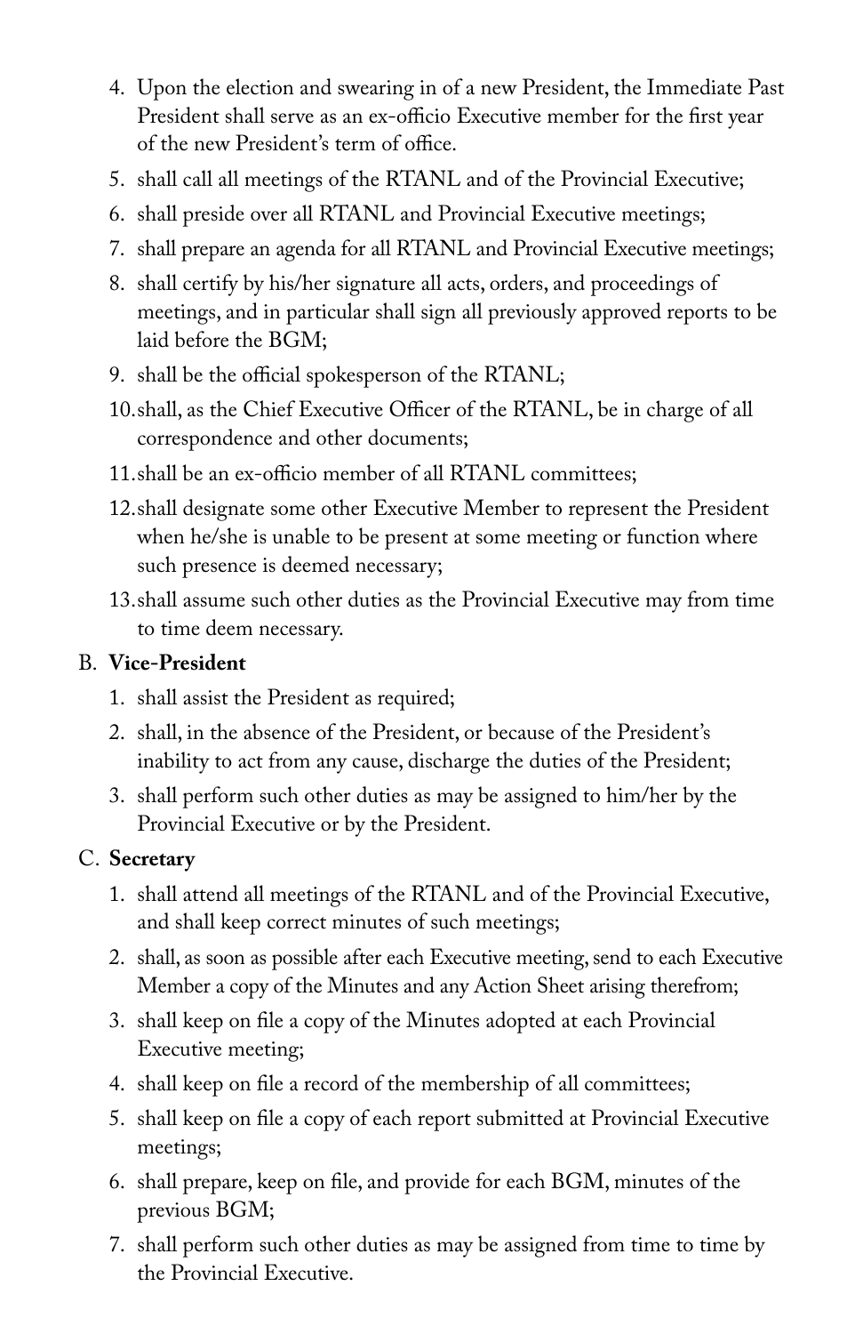4. Upon the election and swearing in of a new President, the Immediate Past President shall serve as an ex-officio Executive member for the first year of the new President's term of office.
5. shall call all meetings of the RTANL and of the Provincial Executive;
6. shall preside over all RTANL and Provincial Executive meetings;
7. shall prepare an agenda for all RTANL and Provincial Executive meetings;
8. shall certify by his/her signature all acts, orders, and proceedings of meetings, and in particular shall sign all previously approved reports to be laid before the BGM;
9. shall be the official spokesperson of the RTANL;
10. shall, as the Chief Executive Officer of the RTANL, be in charge of all correspondence and other documents;
11. shall be an ex-officio member of all RTANL committees;
12. shall designate some other Executive Member to represent the President when he/she is unable to be present at some meeting or function where such presence is deemed necessary;
13. shall assume such other duties as the Provincial Executive may from time to time deem necessary.

B. **Vice-President**

1. shall assist the President as required;
2. shall, in the absence of the President, or because of the President's inability to act from any cause, discharge the duties of the President;
3. shall perform such other duties as may be assigned to him/her by the Provincial Executive or by the President.

C. **Secretary**

1. shall attend all meetings of the RTANL and of the Provincial Executive, and shall keep correct minutes of such meetings;
2. shall, as soon as possible after each Executive meeting, send to each Executive Member a copy of the Minutes and any Action Sheet arising therefrom;
3. shall keep on file a copy of the Minutes adopted at each Provincial Executive meeting;
4. shall keep on file a record of the membership of all committees;
5. shall keep on file a copy of each report submitted at Provincial Executive meetings;
6. shall prepare, keep on file, and provide for each BGM, minutes of the previous BGM;
7. shall perform such other duties as may be assigned from time to time by the Provincial Executive.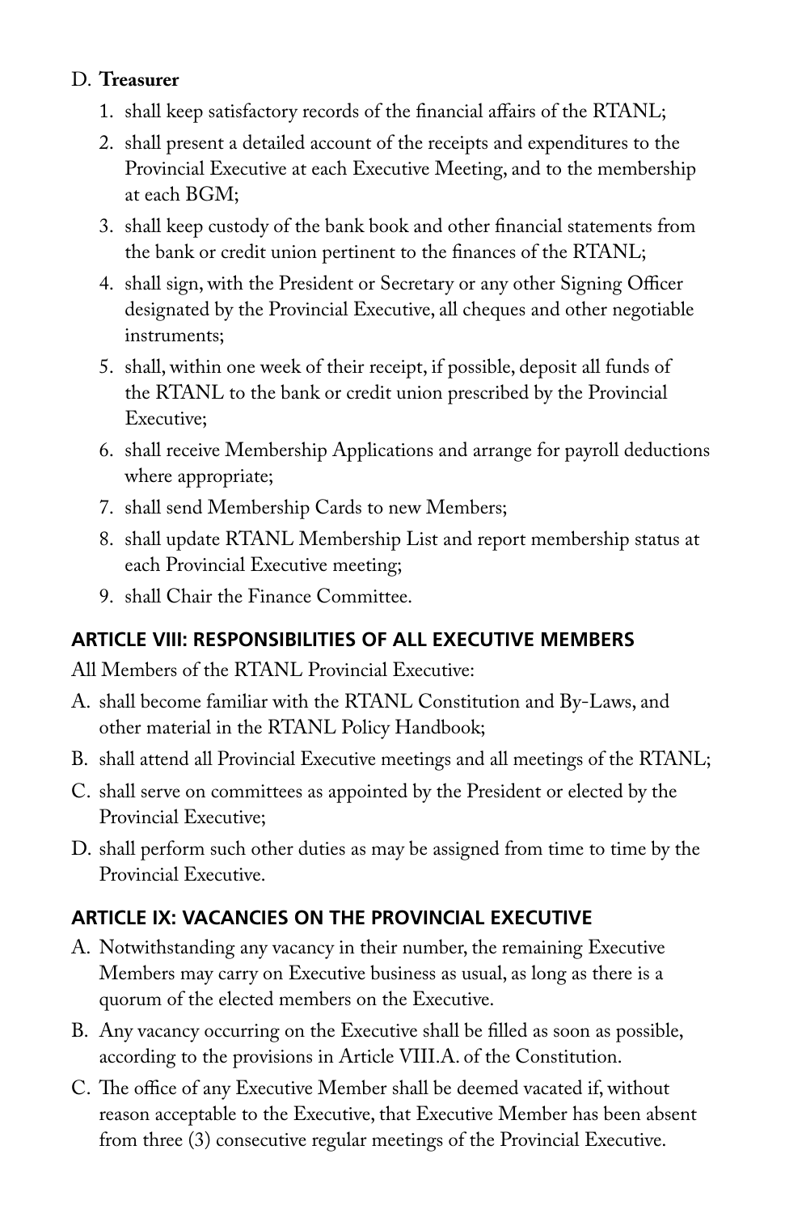D. **Treasurer**

1. shall keep satisfactory records of the financial affairs of the RTANL;
2. shall present a detailed account of the receipts and expenditures to the Provincial Executive at each Executive Meeting, and to the membership at each BGM;
3. shall keep custody of the bank book and other financial statements from the bank or credit union pertinent to the finances of the RTANL;
4. shall sign, with the President or Secretary or any other Signing Officer designated by the Provincial Executive, all cheques and other negotiable instruments;
5. shall, within one week of their receipt, if possible, deposit all funds of the RTANL to the bank or credit union prescribed by the Provincial Executive;
6. shall receive Membership Applications and arrange for payroll deductions where appropriate;
7. shall send Membership Cards to new Members;
8. shall update RTANL Membership List and report membership status at each Provincial Executive meeting;
9. shall Chair the Finance Committee.

## ARTICLE VIII: RESPONSIBILITIES OF ALL EXECUTIVE MEMBERS

All Members of the RTANL Provincial Executive:

A. shall become familiar with the RTANL Constitution and By-Laws, and other material in the RTANL Policy Handbook;

B. shall attend all Provincial Executive meetings and all meetings of the RTANL;

C. shall serve on committees as appointed by the President or elected by the Provincial Executive;

D. shall perform such other duties as may be assigned from time to time by the Provincial Executive.

## ARTICLE IX: VACANCIES ON THE PROVINCIAL EXECUTIVE

A. Notwithstanding any vacancy in their number, the remaining Executive Members may carry on Executive business as usual, as long as there is a quorum of the elected members on the Executive.

B. Any vacancy occurring on the Executive shall be filled as soon as possible, according to the provisions in Article VIII.A. of the Constitution.

C. The office of any Executive Member shall be deemed vacated if, without reason acceptable to the Executive, that Executive Member has been absent from three (3) consecutive regular meetings of the Provincial Executive.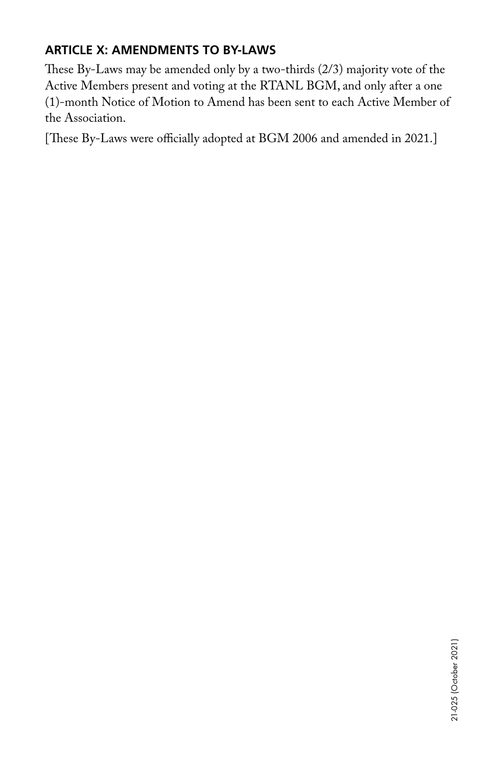### ARTICLE X: AMENDMENTS TO BY-LAWS

These By-Laws may be amended only by a two-thirds (2/3) majority vote of the Active Members present and voting at the RTANL BGM, and only after a one (1)-month Notice of Motion to Amend has been sent to each Active Member of the Association.

[These By-Laws were officially adopted at BGM 2006 and amended in 2021.]

21-025 (October 2021)